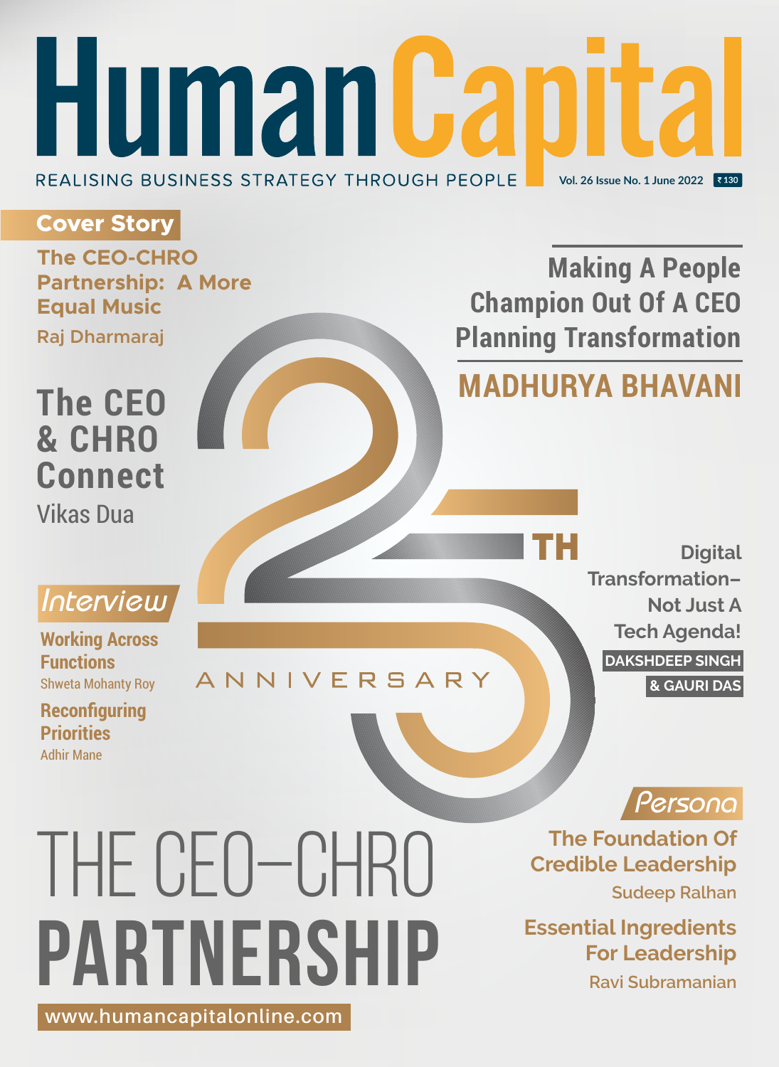# Human Capital

REALISING BUSINESS STRATEGY THROUGH PEOPLE

Vol. 26 Issue No. 1 June 2022 ₹ 130

## Cover Story

**The CEO-CHRO Partnership: A More Equal Music**
Raj Dharmaraj

**Making A People Champion Out Of A CEO Planning Transformation**
MADHURYA BHAVANI

**The CEO & CHRO Connect**
Vikas Dua

25TH ANNIVERSARY

## Interview

**Working Across Functions**
Shweta Mohanty Roy

**Reconfiguring Priorities**
Adhir Mane

**Digital Transformation– Not Just A Tech Agenda!**
DAKSHDEEP SINGH & GAURI DAS

## Persona

**The Foundation Of Credible Leadership**
Sudeep Ralhan

**Essential Ingredients For Leadership**
Ravi Subramanian

# THE CEO–CHRO PARTNERSHIP

www.humancapitalonline.com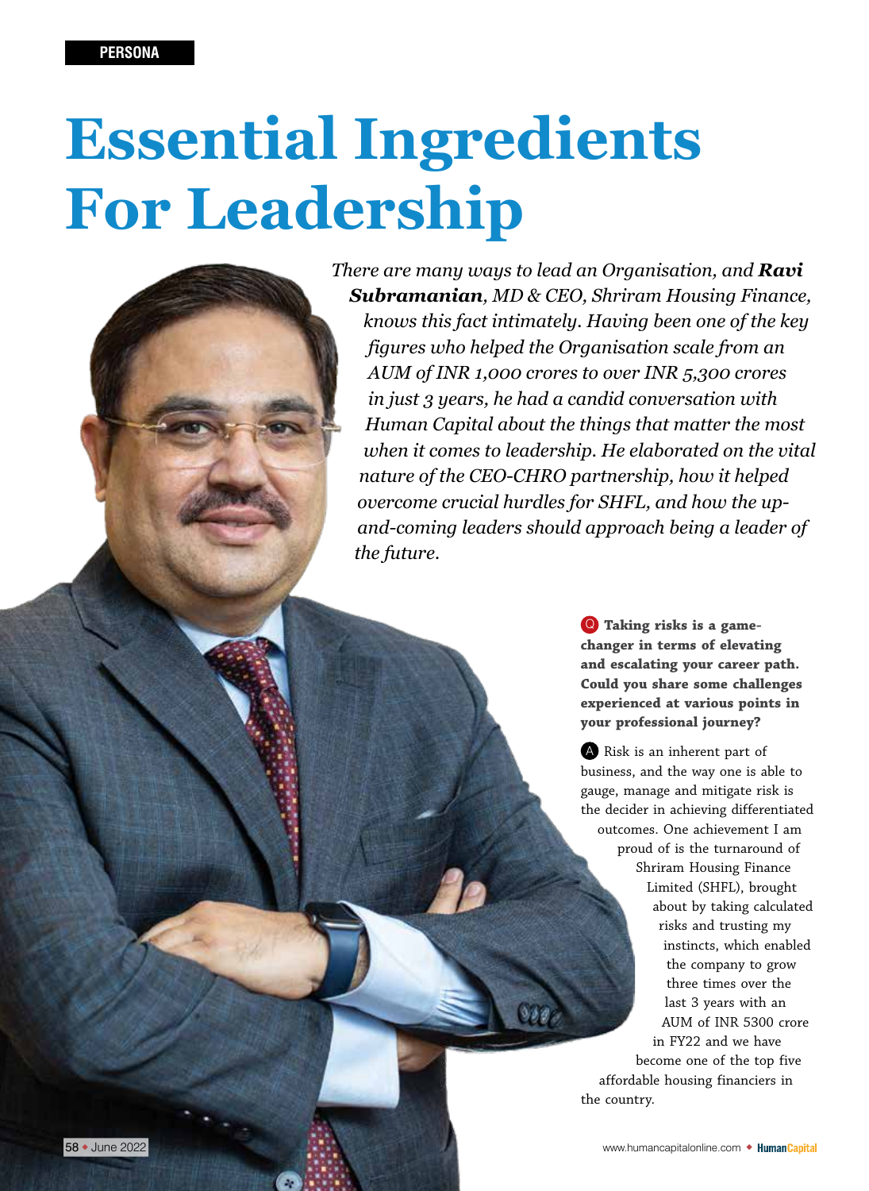PERSONA

# Essential Ingredients For Leadership

*There are many ways to lead an Organisation, and **Ravi Subramanian**, MD & CEO, Shriram Housing Finance, knows this fact intimately. Having been one of the key figures who helped the Organisation scale from an AUM of INR 1,000 crores to over INR 5,300 crores in just 3 years, he had a candid conversation with Human Capital about the things that matter the most when it comes to leadership. He elaborated on the vital nature of the CEO-CHRO partnership, how it helped overcome crucial hurdles for SHFL, and how the up-and-coming leaders should approach being a leader of the future.*

**Q Taking risks is a game-changer in terms of elevating and escalating your career path. Could you share some challenges experienced at various points in your professional journey?**

A Risk is an inherent part of business, and the way one is able to gauge, manage and mitigate risk is the decider in achieving differentiated outcomes. One achievement I am proud of is the turnaround of Shriram Housing Finance Limited (SHFL), brought about by taking calculated risks and trusting my instincts, which enabled the company to grow three times over the last 3 years with an AUM of INR 5300 crore in FY22 and we have become one of the top five affordable housing financiers in the country.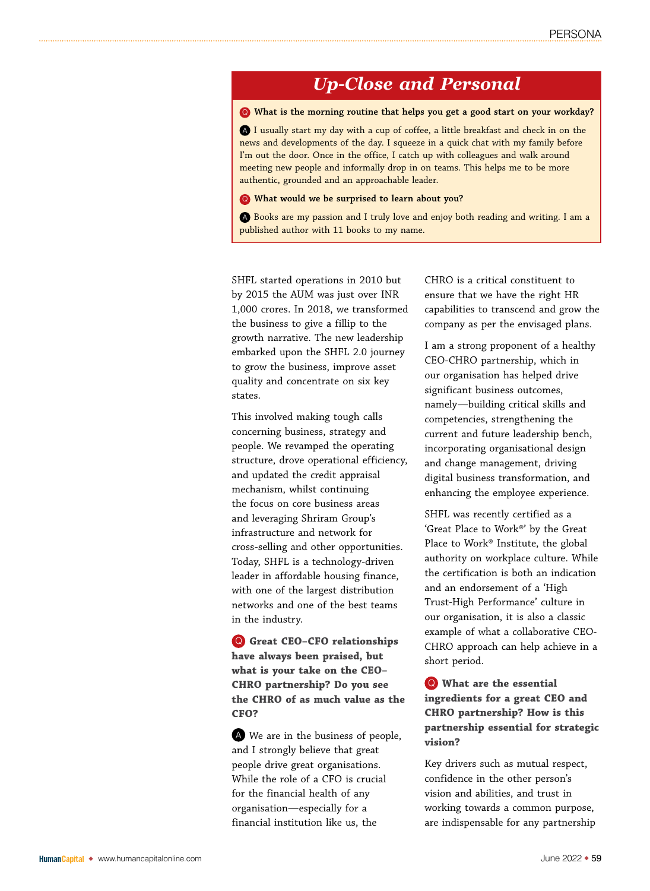## Up-Close and Personal

**Q What is the morning routine that helps you get a good start on your workday?**

A I usually start my day with a cup of coffee, a little breakfast and check in on the news and developments of the day. I squeeze in a quick chat with my family before I'm out the door. Once in the office, I catch up with colleagues and walk around meeting new people and informally drop in on teams. This helps me to be more authentic, grounded and an approachable leader.

**Q What would we be surprised to learn about you?**

A Books are my passion and I truly love and enjoy both reading and writing. I am a published author with 11 books to my name.

---

SHFL started operations in 2010 but by 2015 the AUM was just over INR 1,000 crores. In 2018, we transformed the business to give a fillip to the growth narrative. The new leadership embarked upon the SHFL 2.0 journey to grow the business, improve asset quality and concentrate on six key states.

This involved making tough calls concerning business, strategy and people. We revamped the operating structure, drove operational efficiency, and updated the credit appraisal mechanism, whilst continuing the focus on core business areas and leveraging Shriram Group's infrastructure and network for cross-selling and other opportunities. Today, SHFL is a technology-driven leader in affordable housing finance, with one of the largest distribution networks and one of the best teams in the industry.

**Q Great CEO–CFO relationships have always been praised, but what is your take on the CEO–CHRO partnership? Do you see the CHRO of as much value as the CFO?**

A We are in the business of people, and I strongly believe that great people drive great organisations. While the role of a CFO is crucial for the financial health of any organisation—especially for a financial institution like us, the CHRO is a critical constituent to ensure that we have the right HR capabilities to transcend and grow the company as per the envisaged plans.

I am a strong proponent of a healthy CEO-CHRO partnership, which in our organisation has helped drive significant business outcomes, namely—building critical skills and competencies, strengthening the current and future leadership bench, incorporating organisational design and change management, driving digital business transformation, and enhancing the employee experience.

SHFL was recently certified as a 'Great Place to Work®' by the Great Place to Work® Institute, the global authority on workplace culture. While the certification is both an indication and an endorsement of a 'High Trust-High Performance' culture in our organisation, it is also a classic example of what a collaborative CEO-CHRO approach can help achieve in a short period.

**Q What are the essential ingredients for a great CEO and CHRO partnership? How is this partnership essential for strategic vision?**

Key drivers such as mutual respect, confidence in the other person's vision and abilities, and trust in working towards a common purpose, are indispensable for any partnership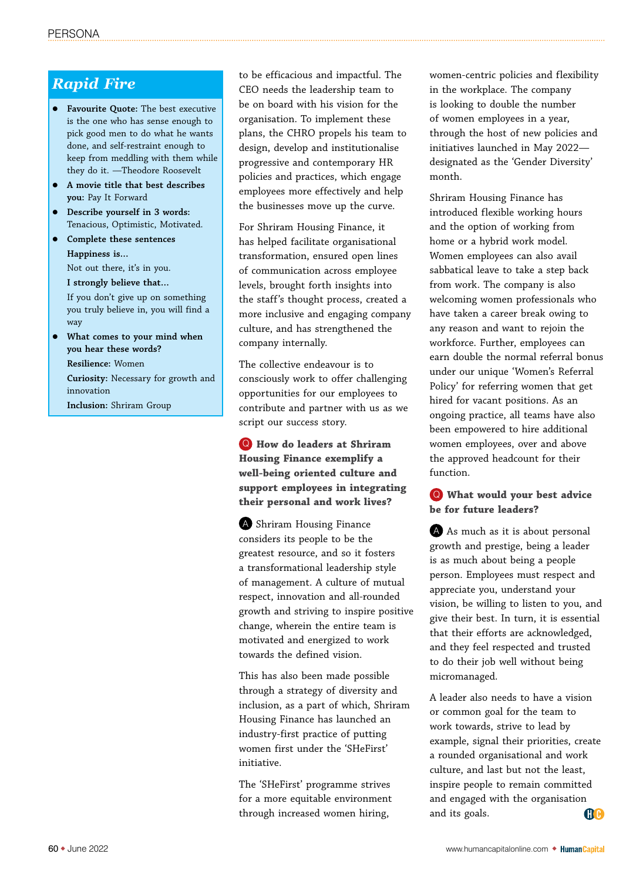## Rapid Fire

- **Favourite Quote:** The best executive is the one who has sense enough to pick good men to do what he wants done, and self-restraint enough to keep from meddling with them while they do it. —Theodore Roosevelt
- **A movie title that best describes you:** Pay It Forward
- **Describe yourself in 3 words:** Tenacious, Optimistic, Motivated.
- **Complete these sentences**

  **Happiness is...**

  Not out there, it's in you.

  **I strongly believe that...**

  If you don't give up on something you truly believe in, you will find a way
- **What comes to your mind when you hear these words?**

  **Resilience:** Women

  **Curiosity:** Necessary for growth and innovation

  **Inclusion:** Shriram Group

to be efficacious and impactful. The CEO needs the leadership team to be on board with his vision for the organisation. To implement these plans, the CHRO propels his team to design, develop and institutionalise progressive and contemporary HR policies and practices, which engage employees more effectively and help the businesses move up the curve.

For Shriram Housing Finance, it has helped facilitate organisational transformation, ensured open lines of communication across employee levels, brought forth insights into the staff's thought process, created a more inclusive and engaging company culture, and has strengthened the company internally.

The collective endeavour is to consciously work to offer challenging opportunities for our employees to contribute and partner with us as we script our success story.

**Q How do leaders at Shriram Housing Finance exemplify a well-being oriented culture and support employees in integrating their personal and work lives?**

**A** Shriram Housing Finance considers its people to be the greatest resource, and so it fosters a transformational leadership style of management. A culture of mutual respect, innovation and all-rounded growth and striving to inspire positive change, wherein the entire team is motivated and energized to work towards the defined vision.

This has also been made possible through a strategy of diversity and inclusion, as a part of which, Shriram Housing Finance has launched an industry-first practice of putting women first under the 'SHeFirst' initiative.

The 'SHeFirst' programme strives for a more equitable environment through increased women hiring, women-centric policies and flexibility in the workplace. The company is looking to double the number of women employees in a year, through the host of new policies and initiatives launched in May 2022—designated as the 'Gender Diversity' month.

Shriram Housing Finance has introduced flexible working hours and the option of working from home or a hybrid work model. Women employees can also avail sabbatical leave to take a step back from work. The company is also welcoming women professionals who have taken a career break owing to any reason and want to rejoin the workforce. Further, employees can earn double the normal referral bonus under our unique 'Women's Referral Policy' for referring women that get hired for vacant positions. As an ongoing practice, all teams have also been empowered to hire additional women employees, over and above the approved headcount for their function.

**Q What would your best advice be for future leaders?**

**A** As much as it is about personal growth and prestige, being a leader is as much about being a people person. Employees must respect and appreciate you, understand your vision, be willing to listen to you, and give their best. In turn, it is essential that their efforts are acknowledged, and they feel respected and trusted to do their job well without being micromanaged.

A leader also needs to have a vision or common goal for the team to work towards, strive to lead by example, signal their priorities, create a rounded organisational and work culture, and last but not the least, inspire people to remain committed and engaged with the organisation and its goals.